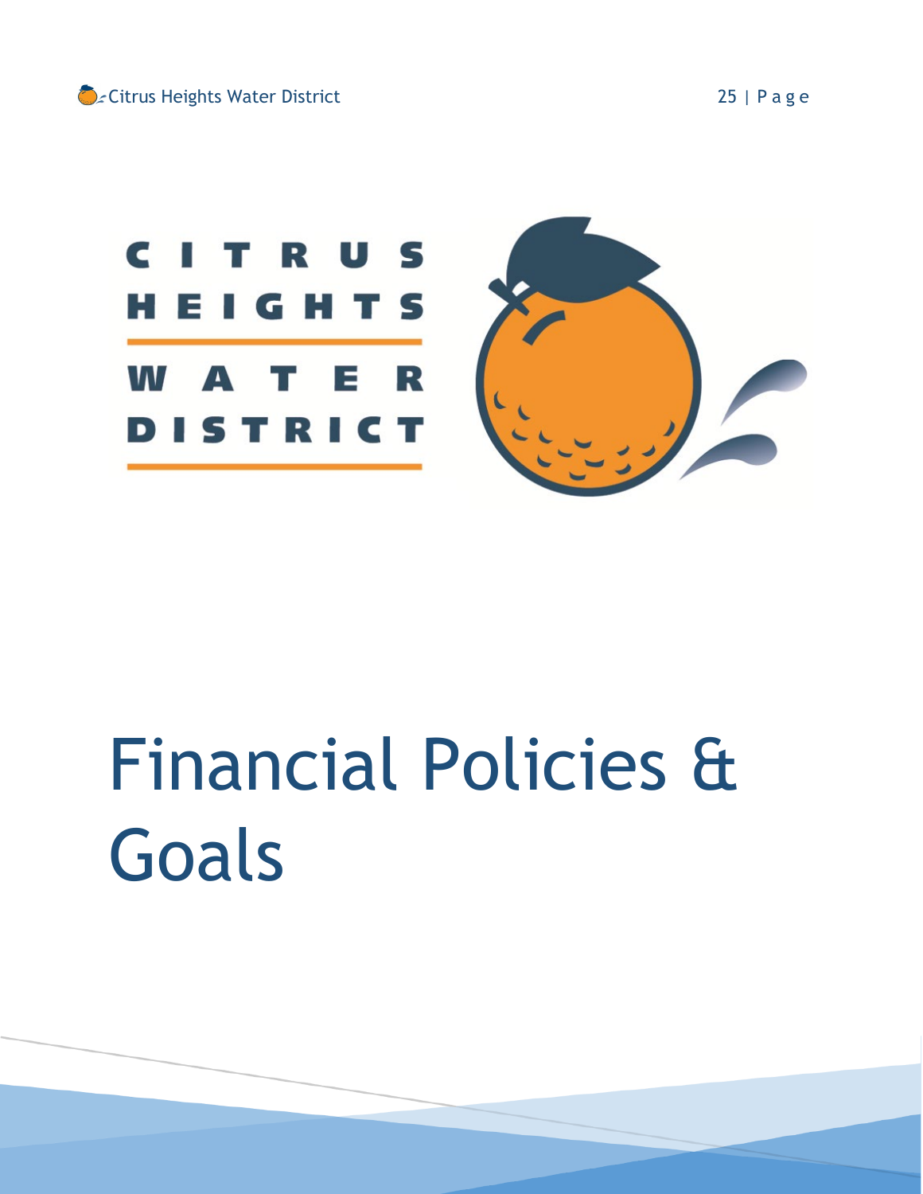# Financial Policies & Goals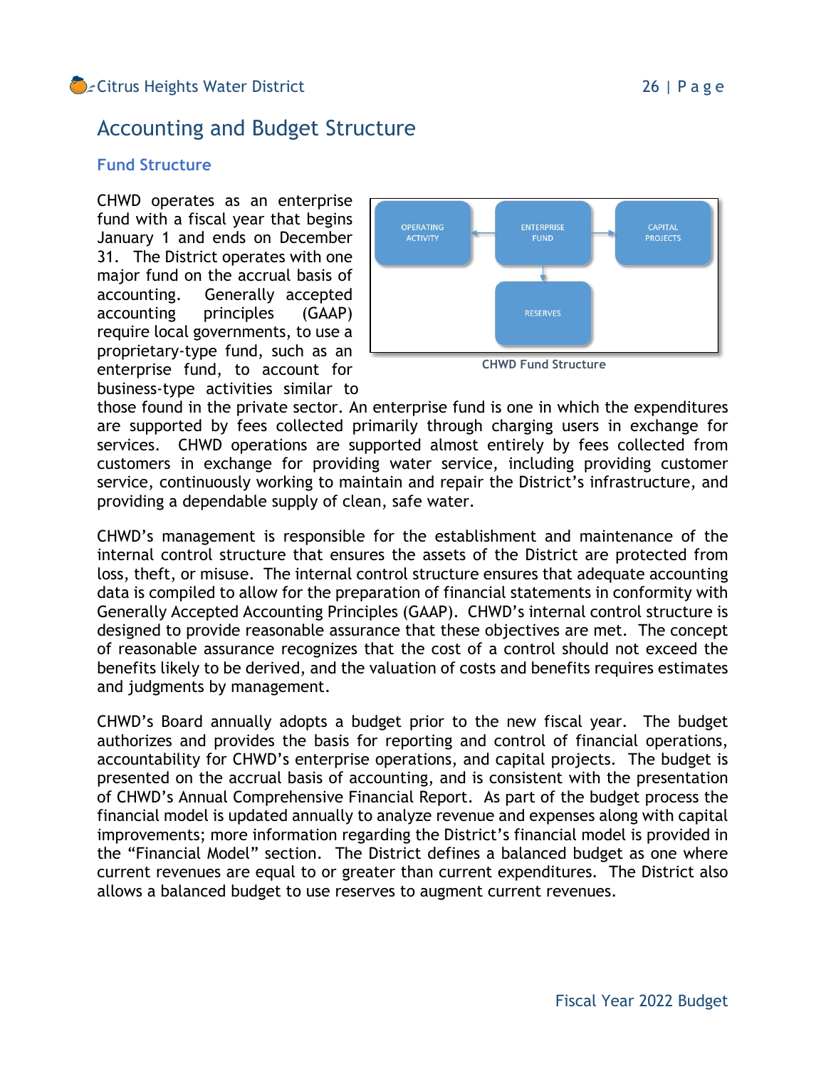# Accounting and Budget Structure

## Fund Structure

CHWD operates as an enterprise fund with a fiscal year that begins January 1 and ends on December 31. The District operates with one major fund on the accrual basis of accounting. Generally accepted accounting principles (GAAP) require local governments, to use a proprietary-type fund, such as an enterprise fund, to account for business-type activities similar to those found in the private sector. An enterprise fund is one in which the expenditures are supported by fees collected primarily through charging users in exchange for services. CHWD operations are supported almost entirely by fees collected from customers in exchange for providing water service, including providing customer service, continuously working to maintain and repair the District's infrastructure, and providing a dependable supply of clean, safe water.

OPERATING ACTIVITY ← ENTERPRISE FUND → CAPITAL PROJECTS

ENTERPRISE FUND ↓ RESERVES

CHWD Fund Structure

CHWD's management is responsible for the establishment and maintenance of the internal control structure that ensures the assets of the District are protected from loss, theft, or misuse. The internal control structure ensures that adequate accounting data is compiled to allow for the preparation of financial statements in conformity with Generally Accepted Accounting Principles (GAAP). CHWD's internal control structure is designed to provide reasonable assurance that these objectives are met. The concept of reasonable assurance recognizes that the cost of a control should not exceed the benefits likely to be derived, and the valuation of costs and benefits requires estimates and judgments by management.

CHWD's Board annually adopts a budget prior to the new fiscal year. The budget authorizes and provides the basis for reporting and control of financial operations, accountability for CHWD's enterprise operations, and capital projects. The budget is presented on the accrual basis of accounting, and is consistent with the presentation of CHWD's Annual Comprehensive Financial Report. As part of the budget process the financial model is updated annually to analyze revenue and expenses along with capital improvements; more information regarding the District's financial model is provided in the "Financial Model" section. The District defines a balanced budget as one where current revenues are equal to or greater than current expenditures. The District also allows a balanced budget to use reserves to augment current revenues.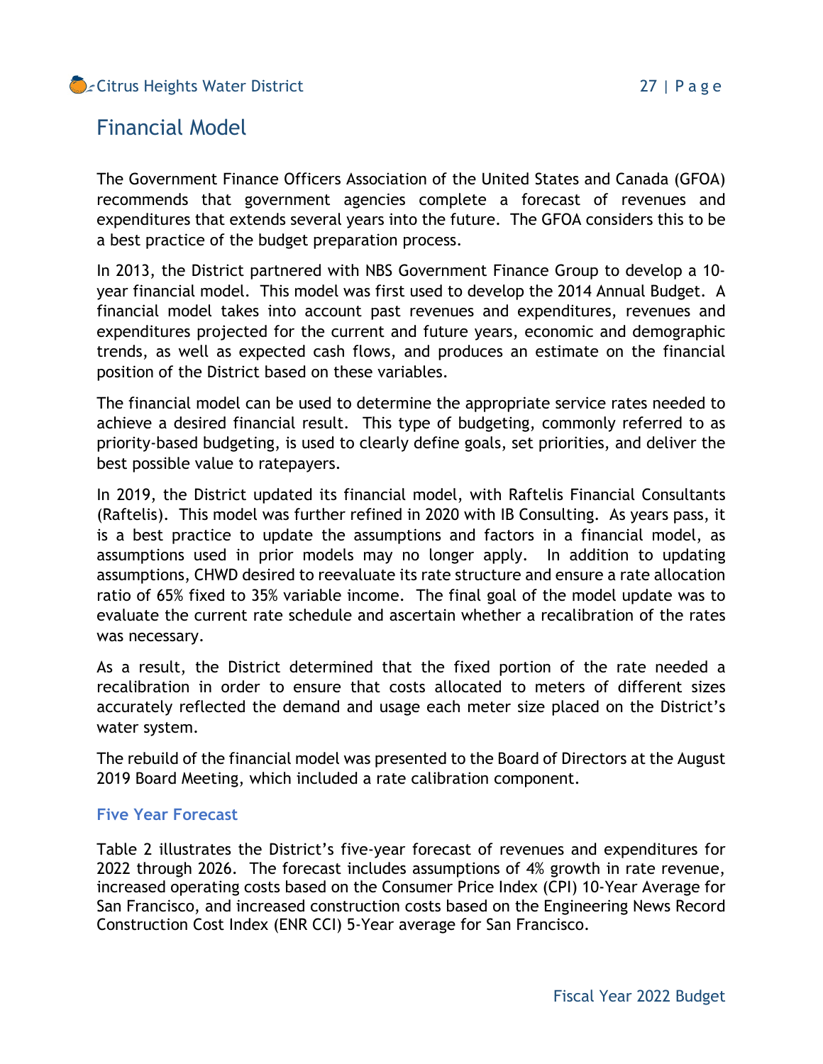## Financial Model

The Government Finance Officers Association of the United States and Canada (GFOA) recommends that government agencies complete a forecast of revenues and expenditures that extends several years into the future. The GFOA considers this to be a best practice of the budget preparation process.

In 2013, the District partnered with NBS Government Finance Group to develop a 10-year financial model. This model was first used to develop the 2014 Annual Budget. A financial model takes into account past revenues and expenditures, revenues and expenditures projected for the current and future years, economic and demographic trends, as well as expected cash flows, and produces an estimate on the financial position of the District based on these variables.

The financial model can be used to determine the appropriate service rates needed to achieve a desired financial result. This type of budgeting, commonly referred to as priority-based budgeting, is used to clearly define goals, set priorities, and deliver the best possible value to ratepayers.

In 2019, the District updated its financial model, with Raftelis Financial Consultants (Raftelis). This model was further refined in 2020 with IB Consulting. As years pass, it is a best practice to update the assumptions and factors in a financial model, as assumptions used in prior models may no longer apply. In addition to updating assumptions, CHWD desired to reevaluate its rate structure and ensure a rate allocation ratio of 65% fixed to 35% variable income. The final goal of the model update was to evaluate the current rate schedule and ascertain whether a recalibration of the rates was necessary.

As a result, the District determined that the fixed portion of the rate needed a recalibration in order to ensure that costs allocated to meters of different sizes accurately reflected the demand and usage each meter size placed on the District's water system.

The rebuild of the financial model was presented to the Board of Directors at the August 2019 Board Meeting, which included a rate calibration component.

### Five Year Forecast

Table 2 illustrates the District's five-year forecast of revenues and expenditures for 2022 through 2026. The forecast includes assumptions of 4% growth in rate revenue, increased operating costs based on the Consumer Price Index (CPI) 10-Year Average for San Francisco, and increased construction costs based on the Engineering News Record Construction Cost Index (ENR CCI) 5-Year average for San Francisco.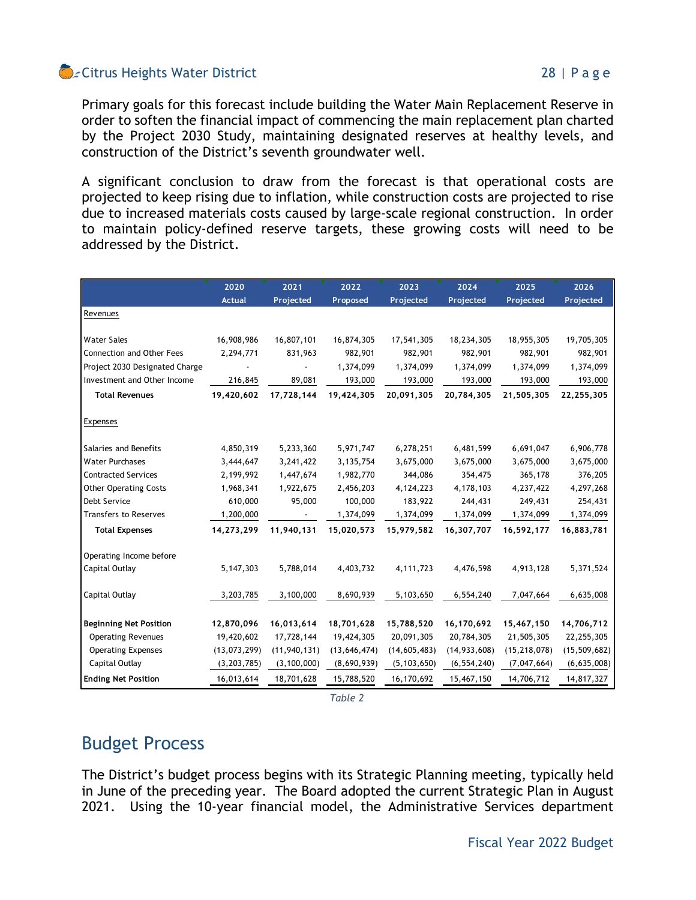Primary goals for this forecast include building the Water Main Replacement Reserve in order to soften the financial impact of commencing the main replacement plan charted by the Project 2030 Study, maintaining designated reserves at healthy levels, and construction of the District's seventh groundwater well.

A significant conclusion to draw from the forecast is that operational costs are projected to keep rising due to inflation, while construction costs are projected to rise due to increased materials costs caused by large-scale regional construction. In order to maintain policy-defined reserve targets, these growing costs will need to be addressed by the District.

| | 2020 Actual | 2021 Projected | 2022 Proposed | 2023 Projected | 2024 Projected | 2025 Projected | 2026 Projected |
|---|---|---|---|---|---|---|---|
| Revenues | | | | | | | |
| Water Sales | 16,908,986 | 16,807,101 | 16,874,305 | 17,541,305 | 18,234,305 | 18,955,305 | 19,705,305 |
| Connection and Other Fees | 2,294,771 | 831,963 | 982,901 | 982,901 | 982,901 | 982,901 | 982,901 |
| Project 2030 Designated Charge | - | - | 1,374,099 | 1,374,099 | 1,374,099 | 1,374,099 | 1,374,099 |
| Investment and Other Income | 216,845 | 89,081 | 193,000 | 193,000 | 193,000 | 193,000 | 193,000 |
| **Total Revenues** | **19,420,602** | **17,728,144** | **19,424,305** | **20,091,305** | **20,784,305** | **21,505,305** | **22,255,305** |
| Expenses | | | | | | | |
| Salaries and Benefits | 4,850,319 | 5,233,360 | 5,971,747 | 6,278,251 | 6,481,599 | 6,691,047 | 6,906,778 |
| Water Purchases | 3,444,647 | 3,241,422 | 3,135,754 | 3,675,000 | 3,675,000 | 3,675,000 | 3,675,000 |
| Contracted Services | 2,199,992 | 1,447,674 | 1,982,770 | 344,086 | 354,475 | 365,178 | 376,205 |
| Other Operating Costs | 1,968,341 | 1,922,675 | 2,456,203 | 4,124,223 | 4,178,103 | 4,237,422 | 4,297,268 |
| Debt Service | 610,000 | 95,000 | 100,000 | 183,922 | 244,431 | 249,431 | 254,431 |
| Transfers to Reserves | 1,200,000 | - | 1,374,099 | 1,374,099 | 1,374,099 | 1,374,099 | 1,374,099 |
| **Total Expenses** | **14,273,299** | **11,940,131** | **15,020,573** | **15,979,582** | **16,307,707** | **16,592,177** | **16,883,781** |
| Operating Income before Capital Outlay | 5,147,303 | 5,788,014 | 4,403,732 | 4,111,723 | 4,476,598 | 4,913,128 | 5,371,524 |
| Capital Outlay | 3,203,785 | 3,100,000 | 8,690,939 | 5,103,650 | 6,554,240 | 7,047,664 | 6,635,008 |
| **Beginning Net Position** | **12,870,096** | **16,013,614** | **18,701,628** | **15,788,520** | **16,170,692** | **15,467,150** | **14,706,712** |
| Operating Revenues | 19,420,602 | 17,728,144 | 19,424,305 | 20,091,305 | 20,784,305 | 21,505,305 | 22,255,305 |
| Operating Expenses | (13,073,299) | (11,940,131) | (13,646,474) | (14,605,483) | (14,933,608) | (15,218,078) | (15,509,682) |
| Capital Outlay | (3,203,785) | (3,100,000) | (8,690,939) | (5,103,650) | (6,554,240) | (7,047,664) | (6,635,008) |
| **Ending Net Position** | 16,013,614 | 18,701,628 | 15,788,520 | 16,170,692 | 15,467,150 | 14,706,712 | 14,817,327 |

*Table 2*

## Budget Process

The District's budget process begins with its Strategic Planning meeting, typically held in June of the preceding year. The Board adopted the current Strategic Plan in August 2021. Using the 10-year financial model, the Administrative Services department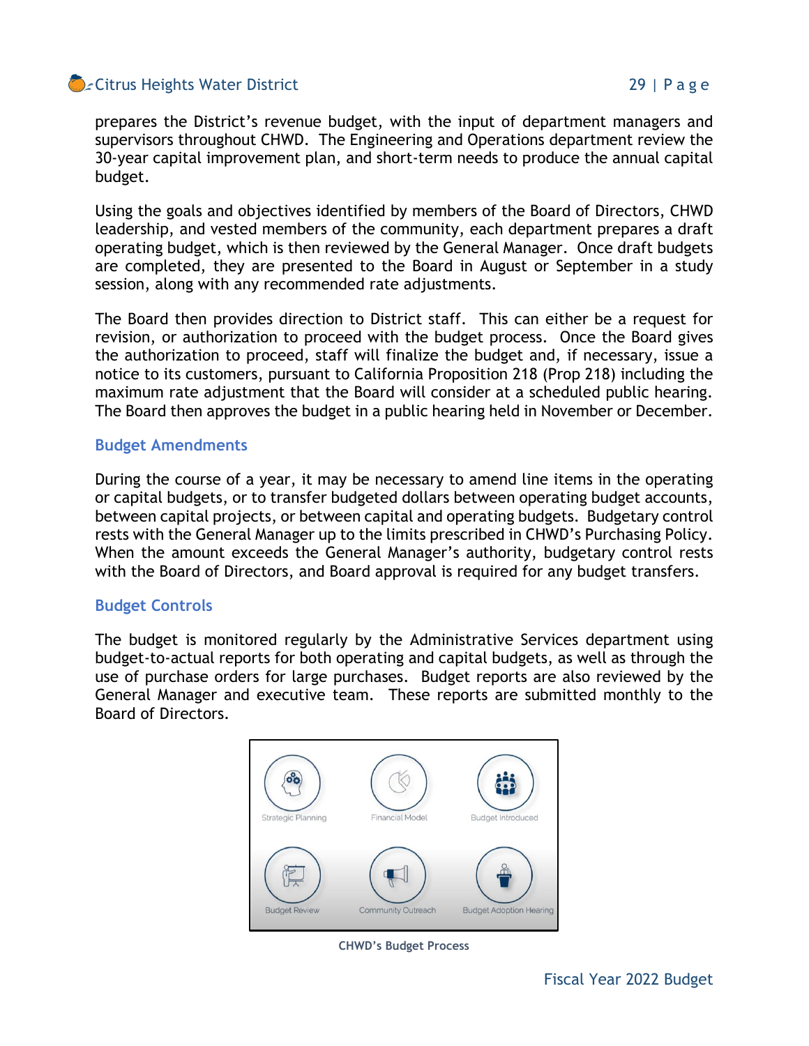prepares the District's revenue budget, with the input of department managers and supervisors throughout CHWD. The Engineering and Operations department review the 30-year capital improvement plan, and short-term needs to produce the annual capital budget.

Using the goals and objectives identified by members of the Board of Directors, CHWD leadership, and vested members of the community, each department prepares a draft operating budget, which is then reviewed by the General Manager. Once draft budgets are completed, they are presented to the Board in August or September in a study session, along with any recommended rate adjustments.

The Board then provides direction to District staff. This can either be a request for revision, or authorization to proceed with the budget process. Once the Board gives the authorization to proceed, staff will finalize the budget and, if necessary, issue a notice to its customers, pursuant to California Proposition 218 (Prop 218) including the maximum rate adjustment that the Board will consider at a scheduled public hearing. The Board then approves the budget in a public hearing held in November or December.

## Budget Amendments

During the course of a year, it may be necessary to amend line items in the operating or capital budgets, or to transfer budgeted dollars between operating budget accounts, between capital projects, or between capital and operating budgets. Budgetary control rests with the General Manager up to the limits prescribed in CHWD's Purchasing Policy. When the amount exceeds the General Manager's authority, budgetary control rests with the Board of Directors, and Board approval is required for any budget transfers.

## Budget Controls

The budget is monitored regularly by the Administrative Services department using budget-to-actual reports for both operating and capital budgets, as well as through the use of purchase orders for large purchases. Budget reports are also reviewed by the General Manager and executive team. These reports are submitted monthly to the Board of Directors.

Strategic Planning | Financial Model | Budget Introduced | Budget Review | Community Outreach | Budget Adoption Hearing

**CHWD's Budget Process**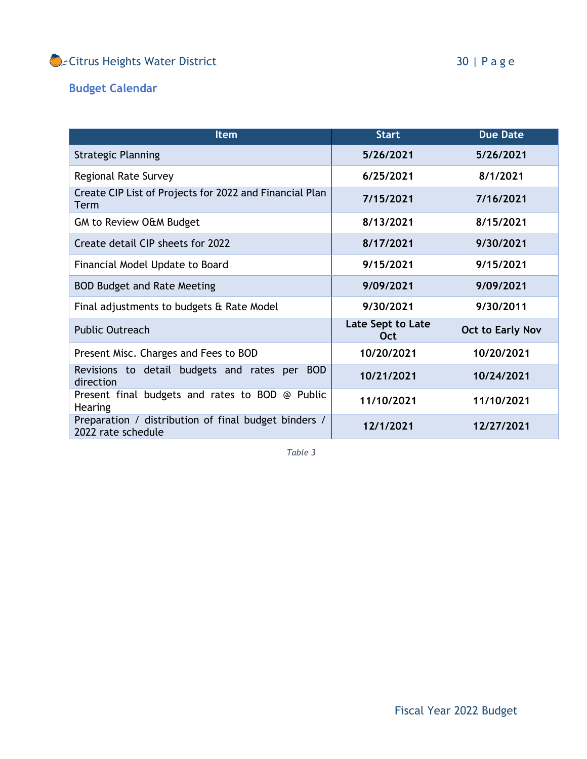## Budget Calendar

| Item | Start | Due Date |
|---|---|---|
| Strategic Planning | **5/26/2021** | **5/26/2021** |
| Regional Rate Survey | **6/25/2021** | **8/1/2021** |
| Create CIP List of Projects for 2022 and Financial Plan Term | **7/15/2021** | **7/16/2021** |
| GM to Review O&M Budget | **8/13/2021** | **8/15/2021** |
| Create detail CIP sheets for 2022 | **8/17/2021** | **9/30/2021** |
| Financial Model Update to Board | **9/15/2021** | **9/15/2021** |
| BOD Budget and Rate Meeting | **9/09/2021** | **9/09/2021** |
| Final adjustments to budgets & Rate Model | **9/30/2021** | **9/30/2011** |
| Public Outreach | **Late Sept to Late Oct** | **Oct to Early Nov** |
| Present Misc. Charges and Fees to BOD | **10/20/2021** | **10/20/2021** |
| Revisions to detail budgets and rates per BOD direction | **10/21/2021** | **10/24/2021** |
| Present final budgets and rates to BOD @ Public Hearing | **11/10/2021** | **11/10/2021** |
| Preparation / distribution of final budget binders / 2022 rate schedule | **12/1/2021** | **12/27/2021** |

*Table 3*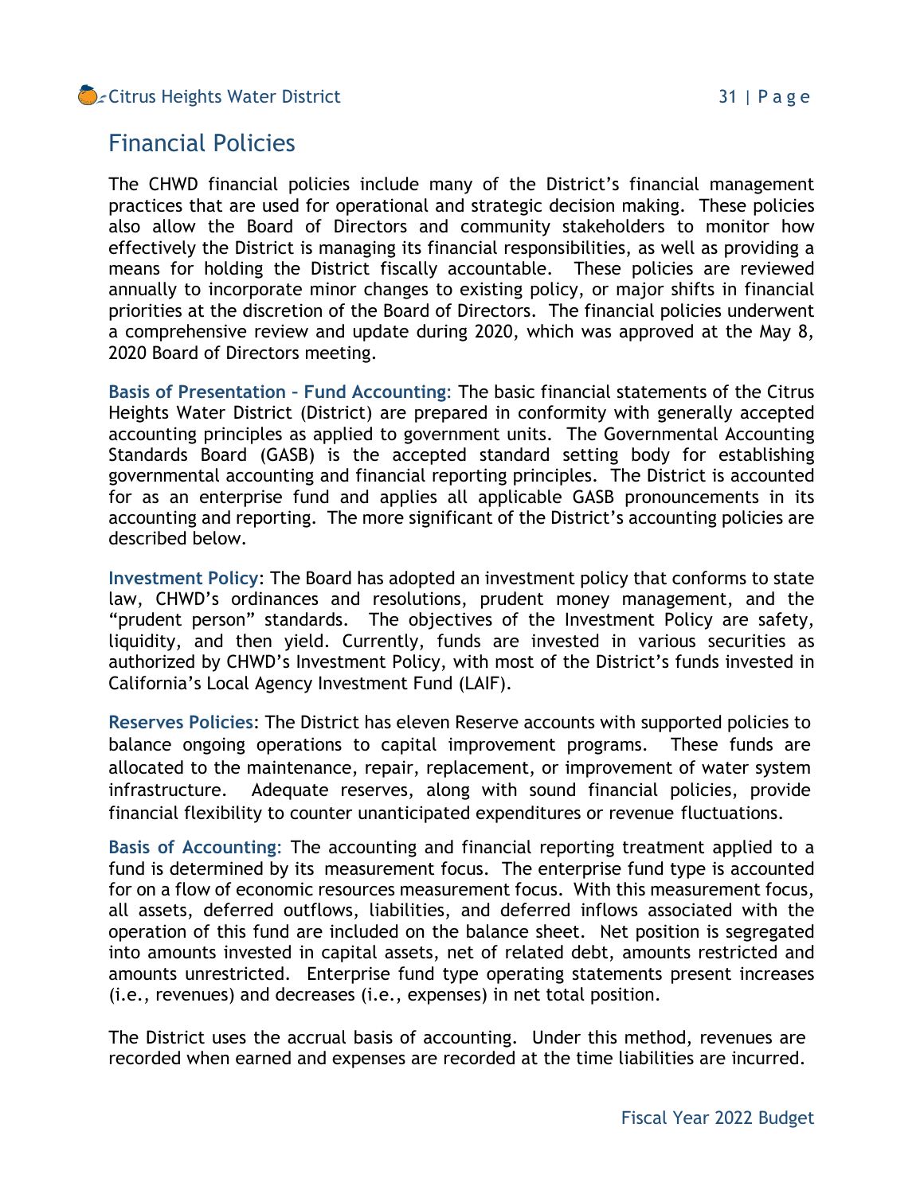## Financial Policies

The CHWD financial policies include many of the District's financial management practices that are used for operational and strategic decision making. These policies also allow the Board of Directors and community stakeholders to monitor how effectively the District is managing its financial responsibilities, as well as providing a means for holding the District fiscally accountable. These policies are reviewed annually to incorporate minor changes to existing policy, or major shifts in financial priorities at the discretion of the Board of Directors. The financial policies underwent a comprehensive review and update during 2020, which was approved at the May 8, 2020 Board of Directors meeting.

**Basis of Presentation – Fund Accounting:** The basic financial statements of the Citrus Heights Water District (District) are prepared in conformity with generally accepted accounting principles as applied to government units. The Governmental Accounting Standards Board (GASB) is the accepted standard setting body for establishing governmental accounting and financial reporting principles. The District is accounted for as an enterprise fund and applies all applicable GASB pronouncements in its accounting and reporting. The more significant of the District's accounting policies are described below.

**Investment Policy**: The Board has adopted an investment policy that conforms to state law, CHWD's ordinances and resolutions, prudent money management, and the "prudent person" standards. The objectives of the Investment Policy are safety, liquidity, and then yield. Currently, funds are invested in various securities as authorized by CHWD's Investment Policy, with most of the District's funds invested in California's Local Agency Investment Fund (LAIF).

**Reserves Policies**: The District has eleven Reserve accounts with supported policies to balance ongoing operations to capital improvement programs. These funds are allocated to the maintenance, repair, replacement, or improvement of water system infrastructure. Adequate reserves, along with sound financial policies, provide financial flexibility to counter unanticipated expenditures or revenue fluctuations.

**Basis of Accounting**: The accounting and financial reporting treatment applied to a fund is determined by its measurement focus. The enterprise fund type is accounted for on a flow of economic resources measurement focus. With this measurement focus, all assets, deferred outflows, liabilities, and deferred inflows associated with the operation of this fund are included on the balance sheet. Net position is segregated into amounts invested in capital assets, net of related debt, amounts restricted and amounts unrestricted. Enterprise fund type operating statements present increases (i.e., revenues) and decreases (i.e., expenses) in net total position.

The District uses the accrual basis of accounting. Under this method, revenues are recorded when earned and expenses are recorded at the time liabilities are incurred.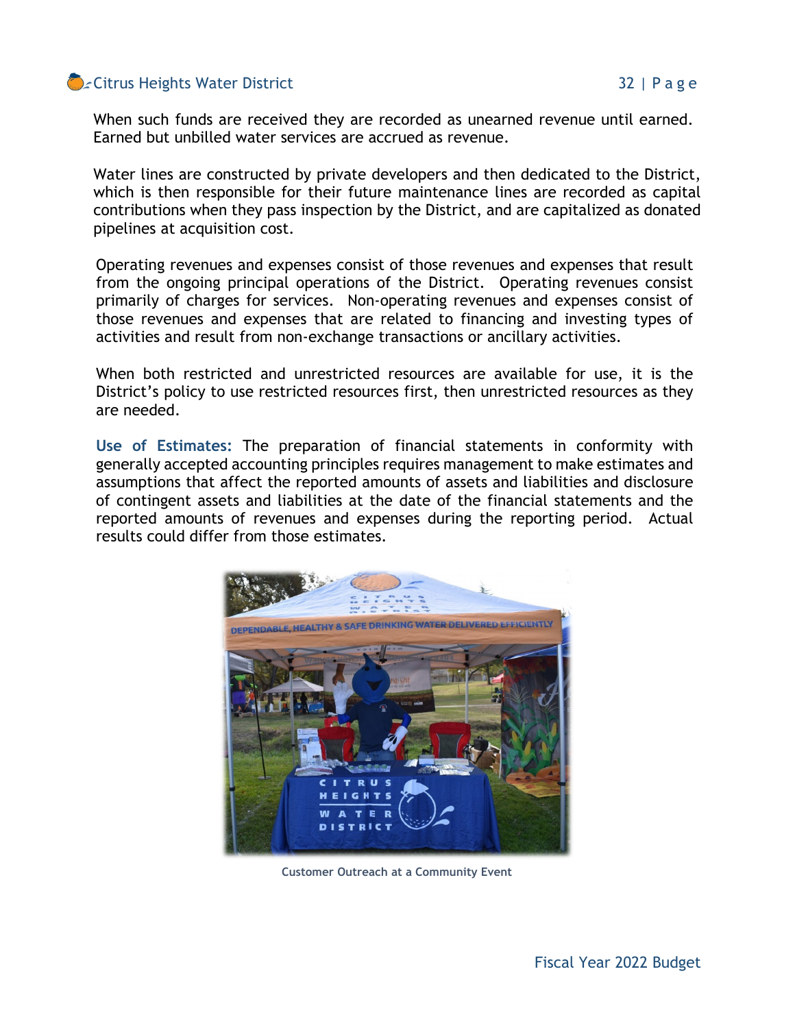When such funds are received they are recorded as unearned revenue until earned. Earned but unbilled water services are accrued as revenue.

Water lines are constructed by private developers and then dedicated to the District, which is then responsible for their future maintenance lines are recorded as capital contributions when they pass inspection by the District, and are capitalized as donated pipelines at acquisition cost.

Operating revenues and expenses consist of those revenues and expenses that result from the ongoing principal operations of the District. Operating revenues consist primarily of charges for services. Non-operating revenues and expenses consist of those revenues and expenses that are related to financing and investing types of activities and result from non-exchange transactions or ancillary activities.

When both restricted and unrestricted resources are available for use, it is the District's policy to use restricted resources first, then unrestricted resources as they are needed.

**Use of Estimates:** The preparation of financial statements in conformity with generally accepted accounting principles requires management to make estimates and assumptions that affect the reported amounts of assets and liabilities and disclosure of contingent assets and liabilities at the date of the financial statements and the reported amounts of revenues and expenses during the reporting period. Actual results could differ from those estimates.

Customer Outreach at a Community Event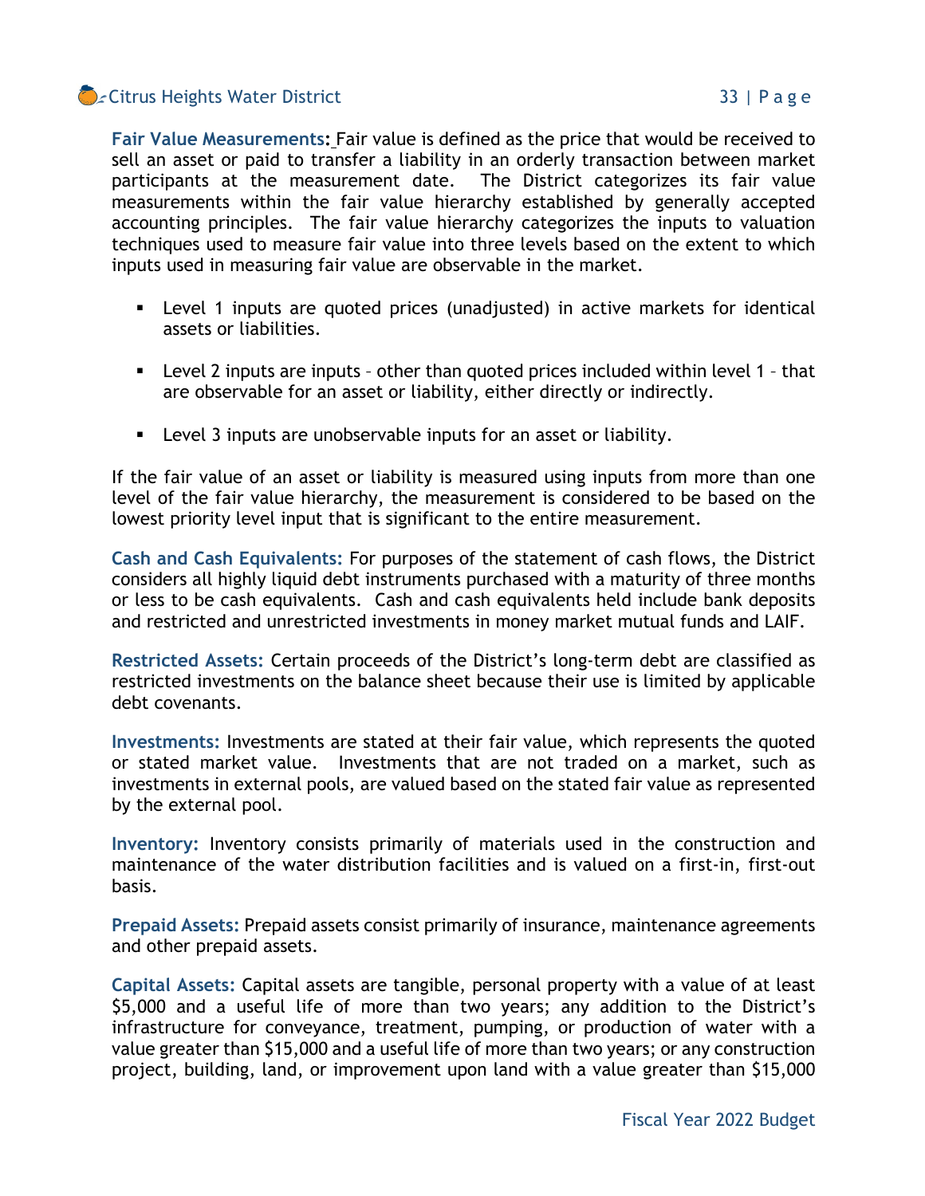**Fair Value Measurements:** Fair value is defined as the price that would be received to sell an asset or paid to transfer a liability in an orderly transaction between market participants at the measurement date. The District categorizes its fair value measurements within the fair value hierarchy established by generally accepted accounting principles. The fair value hierarchy categorizes the inputs to valuation techniques used to measure fair value into three levels based on the extent to which inputs used in measuring fair value are observable in the market.

- Level 1 inputs are quoted prices (unadjusted) in active markets for identical assets or liabilities.
- Level 2 inputs are inputs – other than quoted prices included within level 1 – that are observable for an asset or liability, either directly or indirectly.
- Level 3 inputs are unobservable inputs for an asset or liability.

If the fair value of an asset or liability is measured using inputs from more than one level of the fair value hierarchy, the measurement is considered to be based on the lowest priority level input that is significant to the entire measurement.

**Cash and Cash Equivalents:** For purposes of the statement of cash flows, the District considers all highly liquid debt instruments purchased with a maturity of three months or less to be cash equivalents. Cash and cash equivalents held include bank deposits and restricted and unrestricted investments in money market mutual funds and LAIF.

**Restricted Assets:** Certain proceeds of the District's long-term debt are classified as restricted investments on the balance sheet because their use is limited by applicable debt covenants.

**Investments:** Investments are stated at their fair value, which represents the quoted or stated market value. Investments that are not traded on a market, such as investments in external pools, are valued based on the stated fair value as represented by the external pool.

**Inventory:** Inventory consists primarily of materials used in the construction and maintenance of the water distribution facilities and is valued on a first-in, first-out basis.

**Prepaid Assets:** Prepaid assets consist primarily of insurance, maintenance agreements and other prepaid assets.

**Capital Assets:** Capital assets are tangible, personal property with a value of at least $5,000 and a useful life of more than two years; any addition to the District's infrastructure for conveyance, treatment, pumping, or production of water with a value greater than $15,000 and a useful life of more than two years; or any construction project, building, land, or improvement upon land with a value greater than $15,000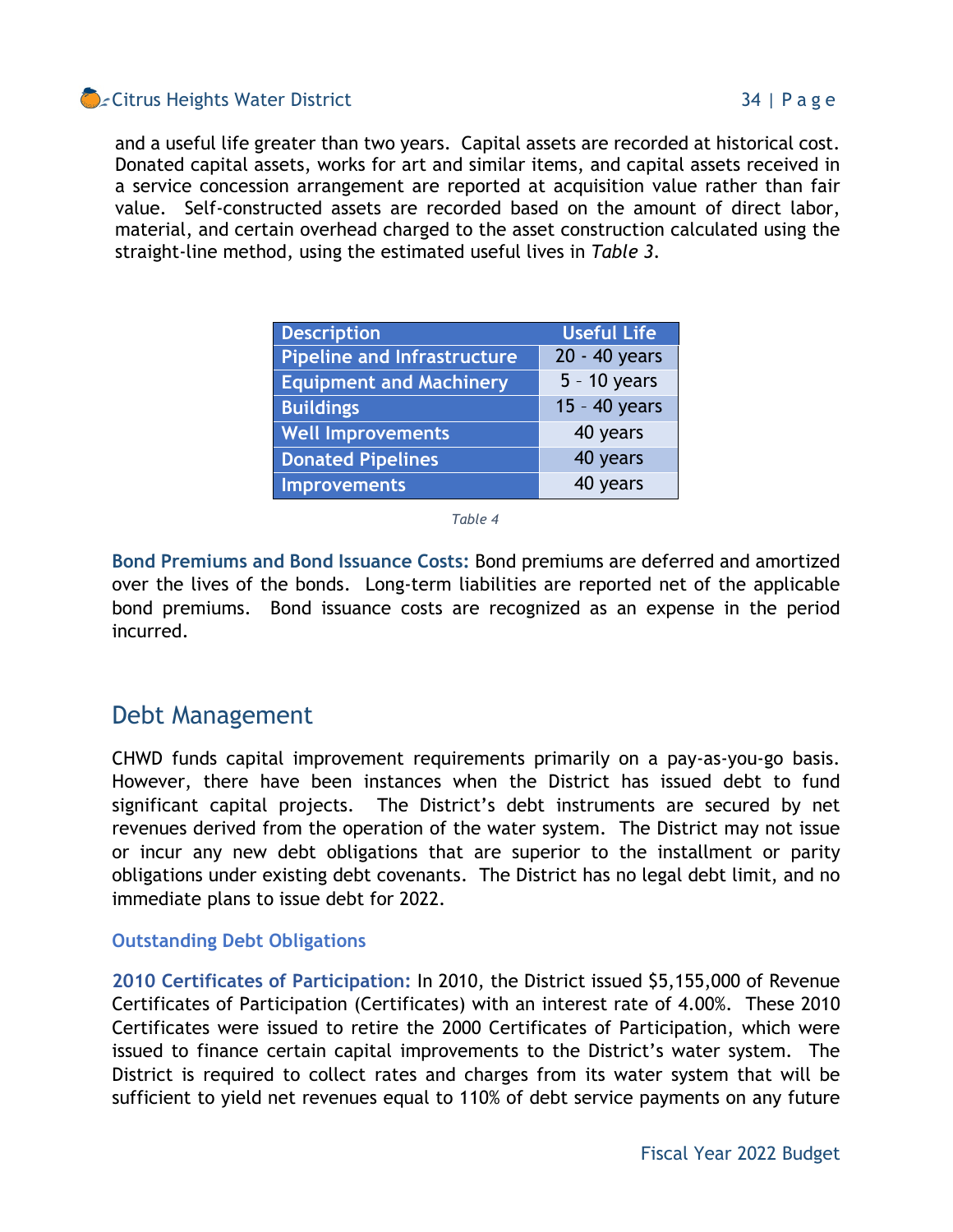and a useful life greater than two years. Capital assets are recorded at historical cost. Donated capital assets, works for art and similar items, and capital assets received in a service concession arrangement are reported at acquisition value rather than fair value. Self-constructed assets are recorded based on the amount of direct labor, material, and certain overhead charged to the asset construction calculated using the straight-line method, using the estimated useful lives in *Table 3*.

| Description | Useful Life |
|---|---|
| Pipeline and Infrastructure | 20 - 40 years |
| Equipment and Machinery | 5 – 10 years |
| Buildings | 15 – 40 years |
| Well Improvements | 40 years |
| Donated Pipelines | 40 years |
| Improvements | 40 years |

*Table 4*

**Bond Premiums and Bond Issuance Costs:** Bond premiums are deferred and amortized over the lives of the bonds. Long-term liabilities are reported net of the applicable bond premiums. Bond issuance costs are recognized as an expense in the period incurred.

## Debt Management

CHWD funds capital improvement requirements primarily on a pay-as-you-go basis. However, there have been instances when the District has issued debt to fund significant capital projects. The District's debt instruments are secured by net revenues derived from the operation of the water system. The District may not issue or incur any new debt obligations that are superior to the installment or parity obligations under existing debt covenants. The District has no legal debt limit, and no immediate plans to issue debt for 2022.

### Outstanding Debt Obligations

**2010 Certificates of Participation:** In 2010, the District issued $5,155,000 of Revenue Certificates of Participation (Certificates) with an interest rate of 4.00%. These 2010 Certificates were issued to retire the 2000 Certificates of Participation, which were issued to finance certain capital improvements to the District's water system. The District is required to collect rates and charges from its water system that will be sufficient to yield net revenues equal to 110% of debt service payments on any future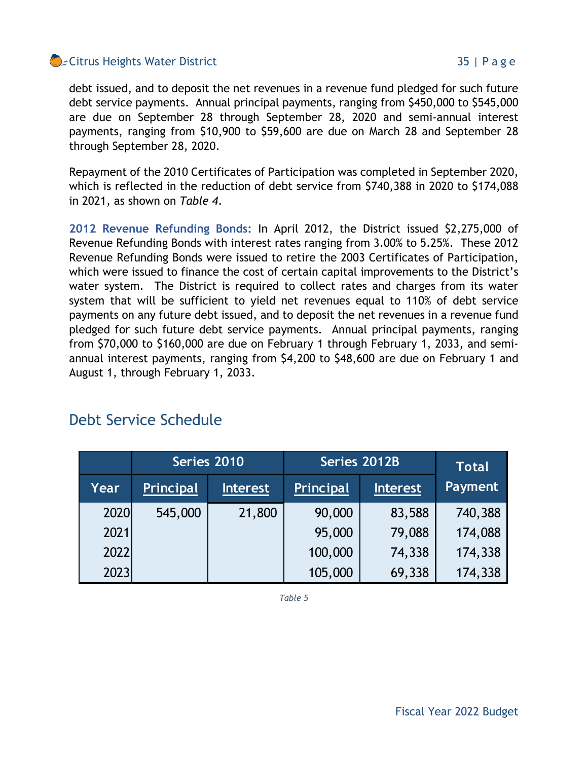debt issued, and to deposit the net revenues in a revenue fund pledged for such future debt service payments. Annual principal payments, ranging from $450,000 to $545,000 are due on September 28 through September 28, 2020 and semi-annual interest payments, ranging from $10,900 to $59,600 are due on March 28 and September 28 through September 28, 2020.

Repayment of the 2010 Certificates of Participation was completed in September 2020, which is reflected in the reduction of debt service from $740,388 in 2020 to $174,088 in 2021, as shown on *Table 4*.

**2012 Revenue Refunding Bonds:** In April 2012, the District issued $2,275,000 of Revenue Refunding Bonds with interest rates ranging from 3.00% to 5.25%. These 2012 Revenue Refunding Bonds were issued to retire the 2003 Certificates of Participation, which were issued to finance the cost of certain capital improvements to the District's water system. The District is required to collect rates and charges from its water system that will be sufficient to yield net revenues equal to 110% of debt service payments on any future debt issued, and to deposit the net revenues in a revenue fund pledged for such future debt service payments. Annual principal payments, ranging from $70,000 to $160,000 are due on February 1 through February 1, 2033, and semi-annual interest payments, ranging from $4,200 to $48,600 are due on February 1 and August 1, through February 1, 2033.

## Debt Service Schedule

| | Series 2010 | | Series 2012B | | Total Payment |
|---|---|---|---|---|---|
| Year | Principal | Interest | Principal | Interest | |
| 2020 | 545,000 | 21,800 | 90,000 | 83,588 | 740,388 |
| 2021 | | | 95,000 | 79,088 | 174,088 |
| 2022 | | | 100,000 | 74,338 | 174,338 |
| 2023 | | | 105,000 | 69,338 | 174,338 |

*Table 5*